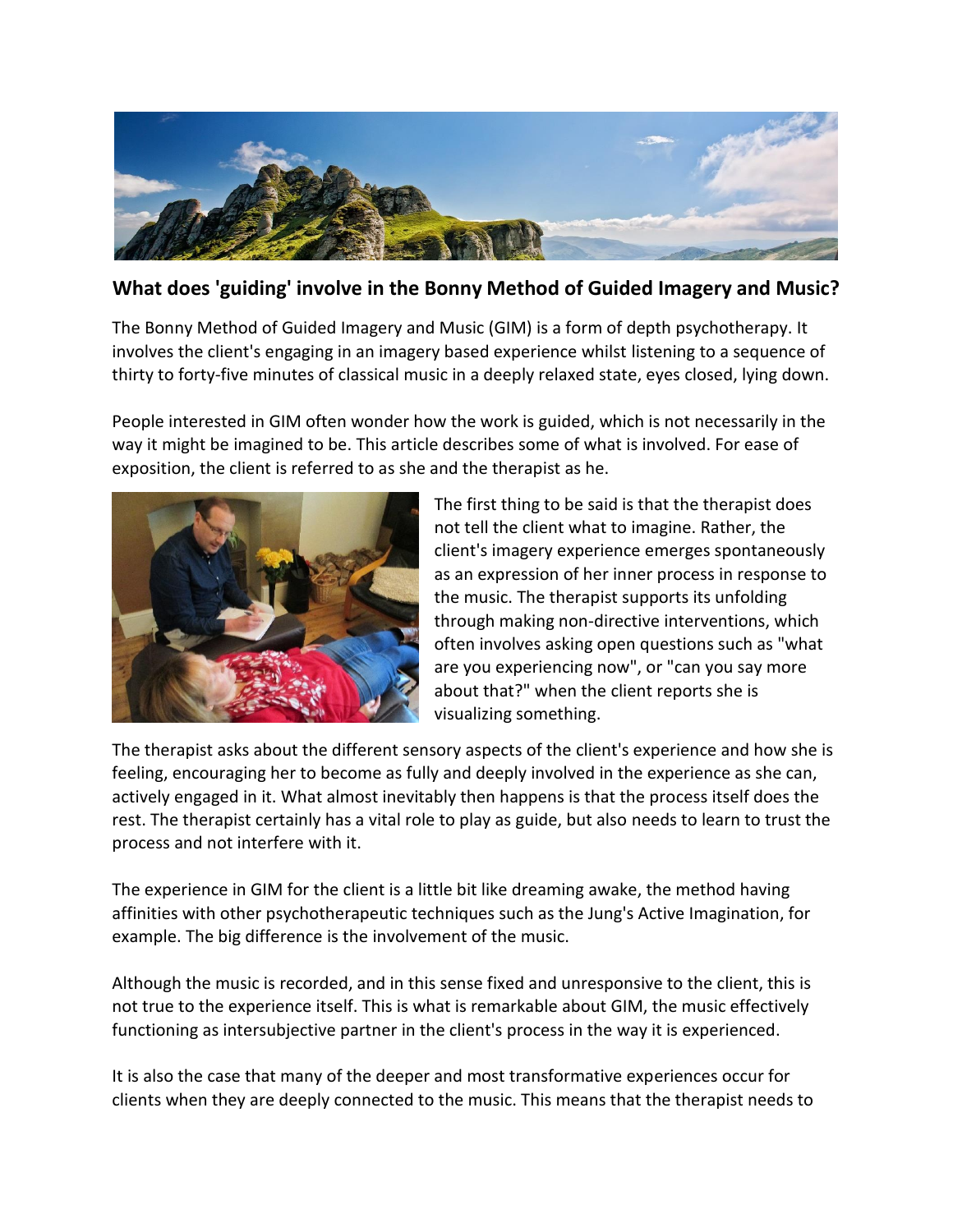## What does 'guiding' involve in the Bonny Method of Guided Imagery and Music?

The Bonny Method of Guided Imagery and Music (GIM) is a form of depth psychotherapy. It involves the client's engaging in an imagery based experience whilst listening to a sequence of thirty to forty-five minutes of classical music in a deeply relaxed state, eyes closed, lying down.

People interested in GIM often wonder how the work is guided, which is not necessarily in the way it might be imagined to be. This article describes some of what is involved. For ease of exposition, the client is referred to as she and the therapist as he.

The first thing to be said is that the therapist does not tell the client what to imagine. Rather, the client's imagery experience emerges spontaneously as an expression of her inner process in response to the music. The therapist supports its unfolding through making non-directive interventions, which often involves asking open questions such as "what are you experiencing now", or "can you say more about that?" when the client reports she is visualizing something.

The therapist asks about the different sensory aspects of the client's experience and how she is feeling, encouraging her to become as fully and deeply involved in the experience as she can, actively engaged in it. What almost inevitably then happens is that the process itself does the rest. The therapist certainly has a vital role to play as guide, but also needs to learn to trust the process and not interfere with it.

The experience in GIM for the client is a little bit like dreaming awake, the method having affinities with other psychotherapeutic techniques such as the Jung's Active Imagination, for example. The big difference is the involvement of the music.

Although the music is recorded, and in this sense fixed and unresponsive to the client, this is not true to the experience itself. This is what is remarkable about GIM, the music effectively functioning as intersubjective partner in the client's process in the way it is experienced.

It is also the case that many of the deeper and most transformative experiences occur for clients when they are deeply connected to the music. This means that the therapist needs to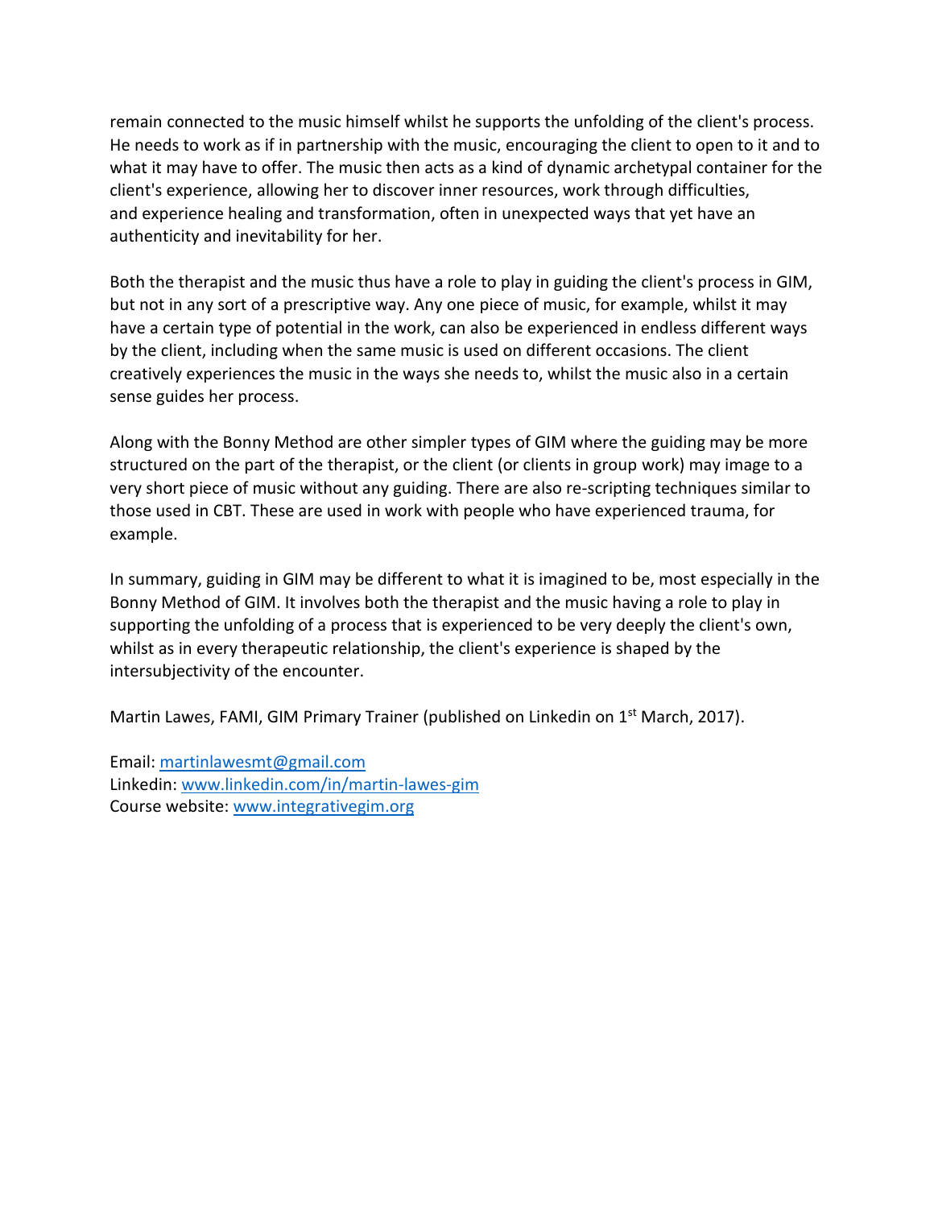remain connected to the music himself whilst he supports the unfolding of the client's process. He needs to work as if in partnership with the music, encouraging the client to open to it and to what it may have to offer. The music then acts as a kind of dynamic archetypal container for the client's experience, allowing her to discover inner resources, work through difficulties, and experience healing and transformation, often in unexpected ways that yet have an authenticity and inevitability for her.

Both the therapist and the music thus have a role to play in guiding the client's process in GIM, but not in any sort of a prescriptive way. Any one piece of music, for example, whilst it may have a certain type of potential in the work, can also be experienced in endless different ways by the client, including when the same music is used on different occasions. The client creatively experiences the music in the ways she needs to, whilst the music also in a certain sense guides her process.

Along with the Bonny Method are other simpler types of GIM where the guiding may be more structured on the part of the therapist, or the client (or clients in group work) may image to a very short piece of music without any guiding. There are also re-scripting techniques similar to those used in CBT. These are used in work with people who have experienced trauma, for example.

In summary, guiding in GIM may be different to what it is imagined to be, most especially in the Bonny Method of GIM. It involves both the therapist and the music having a role to play in supporting the unfolding of a process that is experienced to be very deeply the client's own, whilst as in every therapeutic relationship, the client's experience is shaped by the intersubjectivity of the encounter.

Martin Lawes, FAMI, GIM Primary Trainer (published on Linkedin on 1st March, 2017).

Email: [martinlawesmt@gmail.com](mailto:martinlawesmt@gmail.com)
Linkedin: [www.linkedin.com/in/martin-lawes-gim](http://www.linkedin.com/in/martin-lawes-gim)
Course website: [www.integrativegim.org](http://www.integrativegim.org)